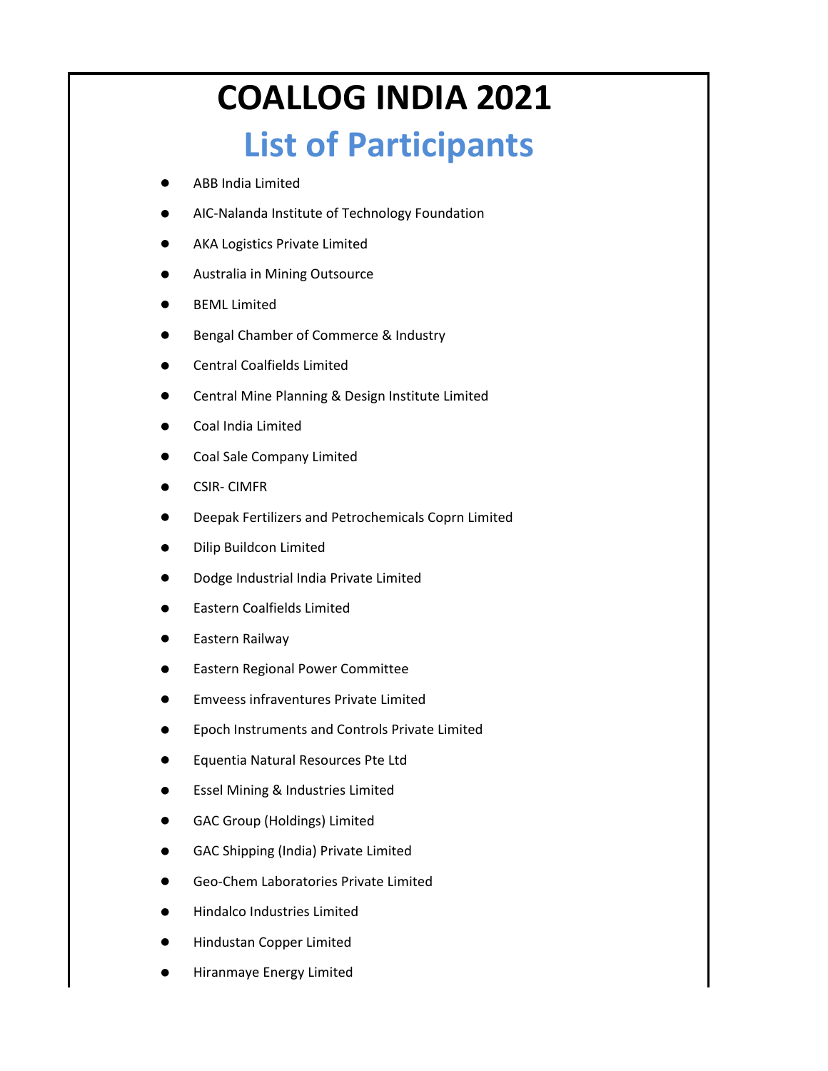# COALLOG INDIA 2021

## List of Participants

- ABB India Limited
- AIC-Nalanda Institute of Technology Foundation
- AKA Logistics Private Limited
- Australia in Mining Outsource
- BEML Limited
- Bengal Chamber of Commerce & Industry
- Central Coalfields Limited
- Central Mine Planning & Design Institute Limited
- Coal India Limited
- Coal Sale Company Limited
- CSIR- CIMFR
- Deepak Fertilizers and Petrochemicals Coprn Limited
- Dilip Buildcon Limited
- Dodge Industrial India Private Limited
- Eastern Coalfields Limited
- Eastern Railway
- Eastern Regional Power Committee
- Emveess infraventures Private Limited
- Epoch Instruments and Controls Private Limited
- Equentia Natural Resources Pte Ltd
- Essel Mining & Industries Limited
- GAC Group (Holdings) Limited
- GAC Shipping (India) Private Limited
- Geo-Chem Laboratories Private Limited
- Hindalco Industries Limited
- Hindustan Copper Limited
- Hiranmaye Energy Limited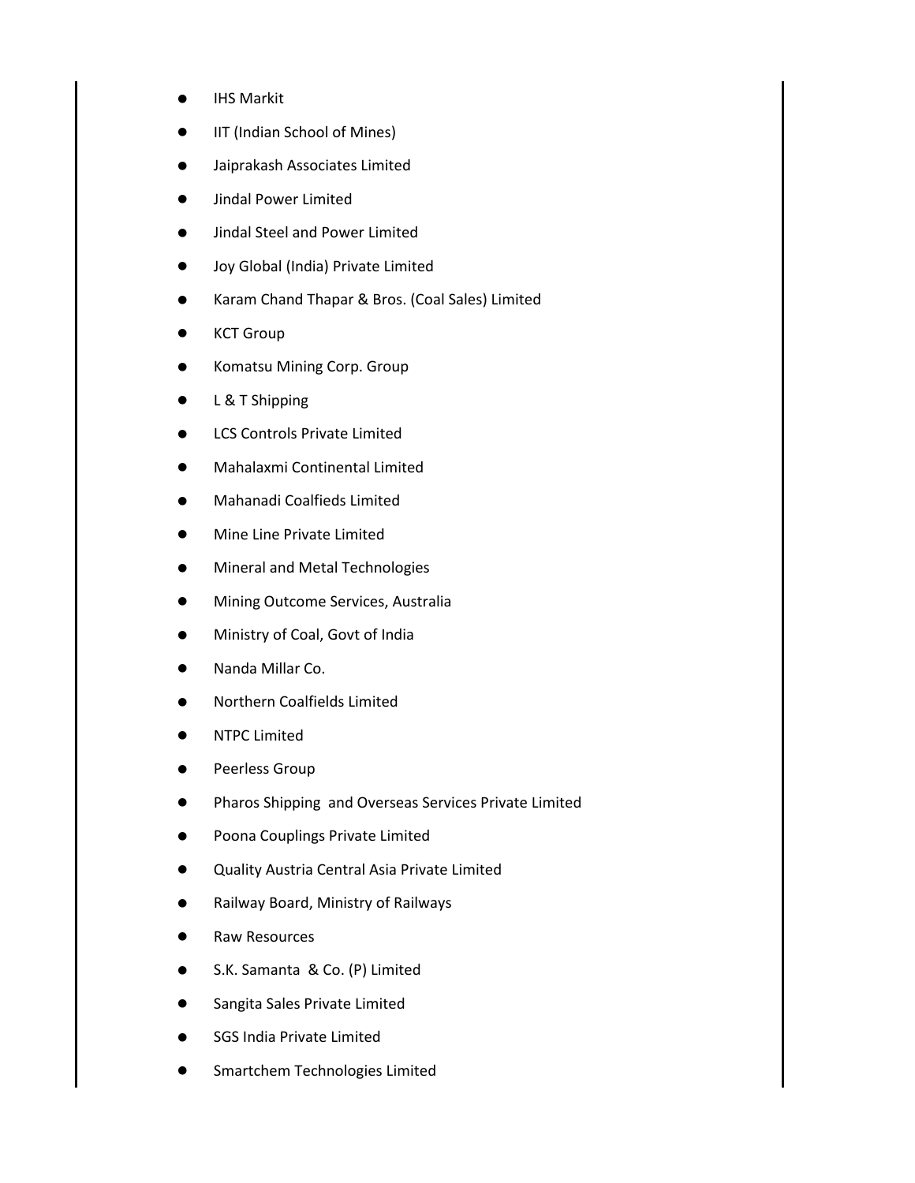- IHS Markit
- IIT (Indian School of Mines)
- Jaiprakash Associates Limited
- Jindal Power Limited
- Jindal Steel and Power Limited
- Joy Global (India) Private Limited
- Karam Chand Thapar & Bros. (Coal Sales) Limited
- KCT Group
- Komatsu Mining Corp. Group
- L & T Shipping
- LCS Controls Private Limited
- Mahalaxmi Continental Limited
- Mahanadi Coalfieds Limited
- Mine Line Private Limited
- Mineral and Metal Technologies
- Mining Outcome Services, Australia
- Ministry of Coal, Govt of India
- Nanda Millar Co.
- Northern Coalfields Limited
- NTPC Limited
- Peerless Group
- Pharos Shipping and Overseas Services Private Limited
- Poona Couplings Private Limited
- Quality Austria Central Asia Private Limited
- Railway Board, Ministry of Railways
- Raw Resources
- S.K. Samanta & Co. (P) Limited
- Sangita Sales Private Limited
- SGS India Private Limited
- Smartchem Technologies Limited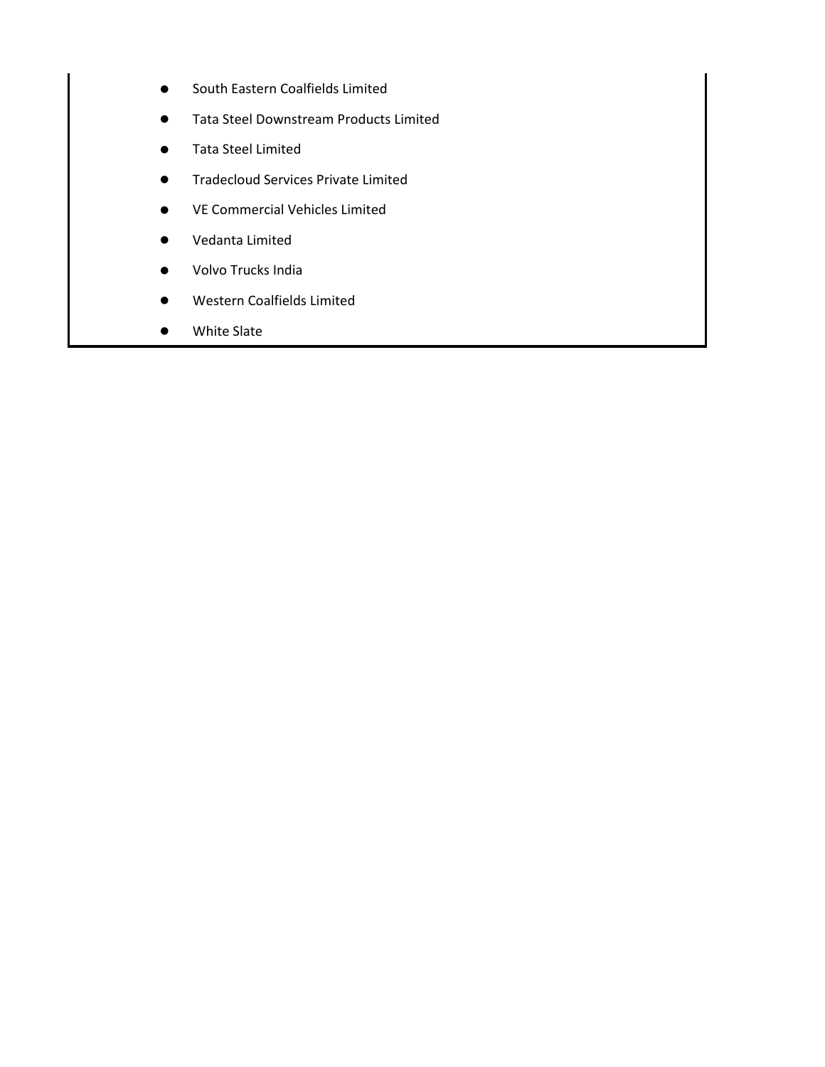- South Eastern Coalfields Limited
- Tata Steel Downstream Products Limited
- Tata Steel Limited
- Tradecloud Services Private Limited
- VE Commercial Vehicles Limited
- Vedanta Limited
- Volvo Trucks India
- Western Coalfields Limited
- White Slate